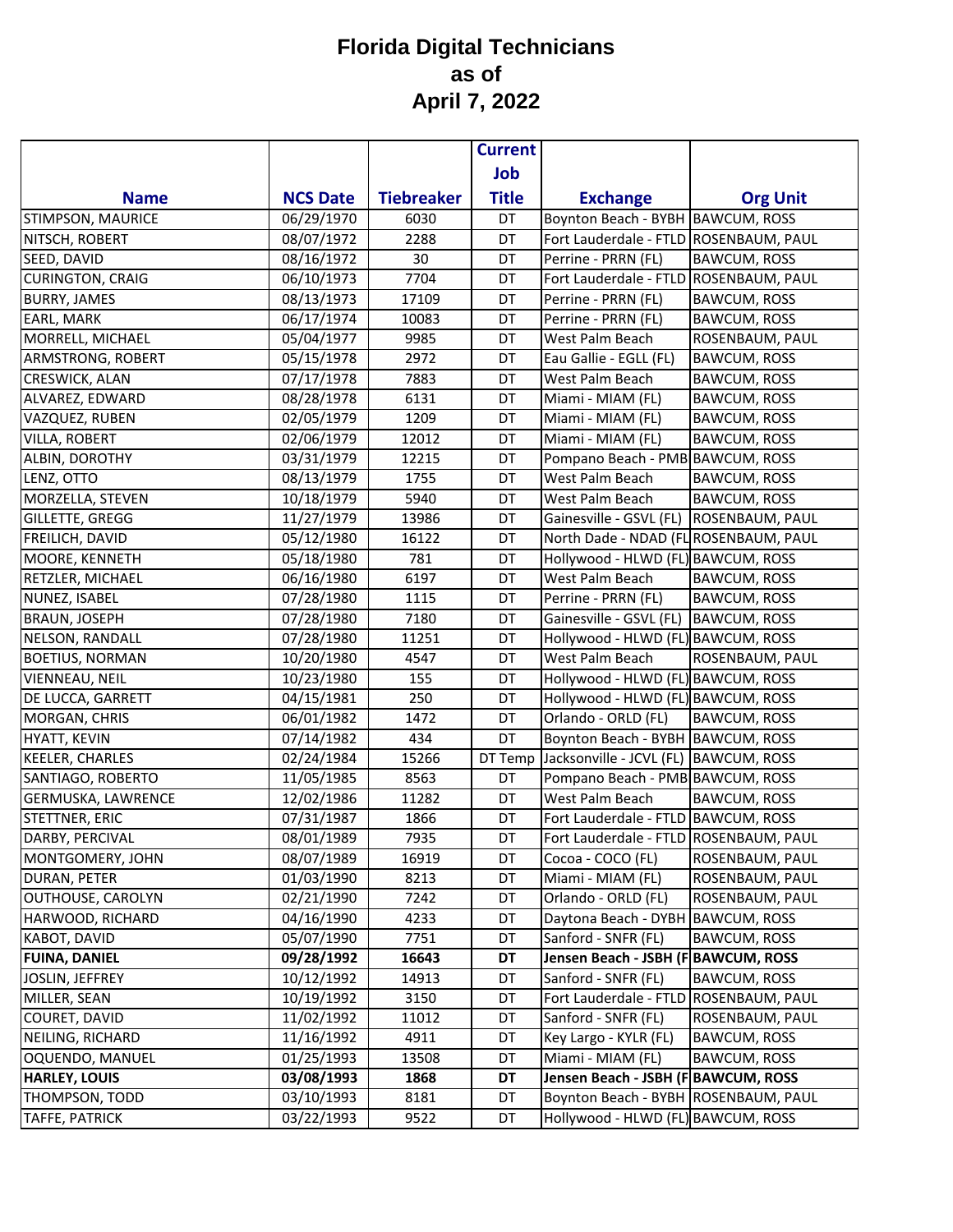# Florida Digital Technicians as of April 7, 2022

| Name | NCS Date | Tiebreaker | Current Job Title | Exchange | Org Unit |
|---|---|---|---|---|---|
| STIMPSON, MAURICE | 06/29/1970 | 6030 | DT | Boynton Beach - BYBH | BAWCUM, ROSS |
| NITSCH, ROBERT | 08/07/1972 | 2288 | DT | Fort Lauderdale - FTLD | ROSENBAUM, PAUL |
| SEED, DAVID | 08/16/1972 | 30 | DT | Perrine - PRRN (FL) | BAWCUM, ROSS |
| CURINGTON, CRAIG | 06/10/1973 | 7704 | DT | Fort Lauderdale - FTLD | ROSENBAUM, PAUL |
| BURRY, JAMES | 08/13/1973 | 17109 | DT | Perrine - PRRN (FL) | BAWCUM, ROSS |
| EARL, MARK | 06/17/1974 | 10083 | DT | Perrine - PRRN (FL) | BAWCUM, ROSS |
| MORRELL, MICHAEL | 05/04/1977 | 9985 | DT | West Palm Beach | ROSENBAUM, PAUL |
| ARMSTRONG, ROBERT | 05/15/1978 | 2972 | DT | Eau Gallie - EGLL (FL) | BAWCUM, ROSS |
| CRESWICK, ALAN | 07/17/1978 | 7883 | DT | West Palm Beach | BAWCUM, ROSS |
| ALVAREZ, EDWARD | 08/28/1978 | 6131 | DT | Miami - MIAM (FL) | BAWCUM, ROSS |
| VAZQUEZ, RUBEN | 02/05/1979 | 1209 | DT | Miami - MIAM (FL) | BAWCUM, ROSS |
| VILLA, ROBERT | 02/06/1979 | 12012 | DT | Miami - MIAM (FL) | BAWCUM, ROSS |
| ALBIN, DOROTHY | 03/31/1979 | 12215 | DT | Pompano Beach - PMB | BAWCUM, ROSS |
| LENZ, OTTO | 08/13/1979 | 1755 | DT | West Palm Beach | BAWCUM, ROSS |
| MORZELLA, STEVEN | 10/18/1979 | 5940 | DT | West Palm Beach | BAWCUM, ROSS |
| GILLETTE, GREGG | 11/27/1979 | 13986 | DT | Gainesville - GSVL (FL) | ROSENBAUM, PAUL |
| FREILICH, DAVID | 05/12/1980 | 16122 | DT | North Dade - NDAD (FL | ROSENBAUM, PAUL |
| MOORE, KENNETH | 05/18/1980 | 781 | DT | Hollywood - HLWD (FL) | BAWCUM, ROSS |
| RETZLER, MICHAEL | 06/16/1980 | 6197 | DT | West Palm Beach | BAWCUM, ROSS |
| NUNEZ, ISABEL | 07/28/1980 | 1115 | DT | Perrine - PRRN (FL) | BAWCUM, ROSS |
| BRAUN, JOSEPH | 07/28/1980 | 7180 | DT | Gainesville - GSVL (FL) | BAWCUM, ROSS |
| NELSON, RANDALL | 07/28/1980 | 11251 | DT | Hollywood - HLWD (FL) | BAWCUM, ROSS |
| BOETIUS, NORMAN | 10/20/1980 | 4547 | DT | West Palm Beach | ROSENBAUM, PAUL |
| VIENNEAU, NEIL | 10/23/1980 | 155 | DT | Hollywood - HLWD (FL) | BAWCUM, ROSS |
| DE LUCCA, GARRETT | 04/15/1981 | 250 | DT | Hollywood - HLWD (FL) | BAWCUM, ROSS |
| MORGAN, CHRIS | 06/01/1982 | 1472 | DT | Orlando - ORLD (FL) | BAWCUM, ROSS |
| HYATT, KEVIN | 07/14/1982 | 434 | DT | Boynton Beach - BYBH | BAWCUM, ROSS |
| KEELER, CHARLES | 02/24/1984 | 15266 | DT Temp | Jacksonville - JCVL (FL) | BAWCUM, ROSS |
| SANTIAGO, ROBERTO | 11/05/1985 | 8563 | DT | Pompano Beach - PMB | BAWCUM, ROSS |
| GERMUSKA, LAWRENCE | 12/02/1986 | 11282 | DT | West Palm Beach | BAWCUM, ROSS |
| STETTNER, ERIC | 07/31/1987 | 1866 | DT | Fort Lauderdale - FTLD | BAWCUM, ROSS |
| DARBY, PERCIVAL | 08/01/1989 | 7935 | DT | Fort Lauderdale - FTLD | ROSENBAUM, PAUL |
| MONTGOMERY, JOHN | 08/07/1989 | 16919 | DT | Cocoa - COCO (FL) | ROSENBAUM, PAUL |
| DURAN, PETER | 01/03/1990 | 8213 | DT | Miami - MIAM (FL) | ROSENBAUM, PAUL |
| OUTHOUSE, CAROLYN | 02/21/1990 | 7242 | DT | Orlando - ORLD (FL) | ROSENBAUM, PAUL |
| HARWOOD, RICHARD | 04/16/1990 | 4233 | DT | Daytona Beach - DYBH | BAWCUM, ROSS |
| KABOT, DAVID | 05/07/1990 | 7751 | DT | Sanford - SNFR (FL) | BAWCUM, ROSS |
| **FUINA, DANIEL** | **09/28/1992** | **16643** | **DT** | **Jensen Beach - JSBH (F** | **BAWCUM, ROSS** |
| JOSLIN, JEFFREY | 10/12/1992 | 14913 | DT | Sanford - SNFR (FL) | BAWCUM, ROSS |
| MILLER, SEAN | 10/19/1992 | 3150 | DT | Fort Lauderdale - FTLD | ROSENBAUM, PAUL |
| COURET, DAVID | 11/02/1992 | 11012 | DT | Sanford - SNFR (FL) | ROSENBAUM, PAUL |
| NEILING, RICHARD | 11/16/1992 | 4911 | DT | Key Largo - KYLR (FL) | BAWCUM, ROSS |
| OQUENDO, MANUEL | 01/25/1993 | 13508 | DT | Miami - MIAM (FL) | BAWCUM, ROSS |
| **HARLEY, LOUIS** | **03/08/1993** | **1868** | **DT** | **Jensen Beach - JSBH (F** | **BAWCUM, ROSS** |
| THOMPSON, TODD | 03/10/1993 | 8181 | DT | Boynton Beach - BYBH | ROSENBAUM, PAUL |
| TAFFE, PATRICK | 03/22/1993 | 9522 | DT | Hollywood - HLWD (FL) | BAWCUM, ROSS |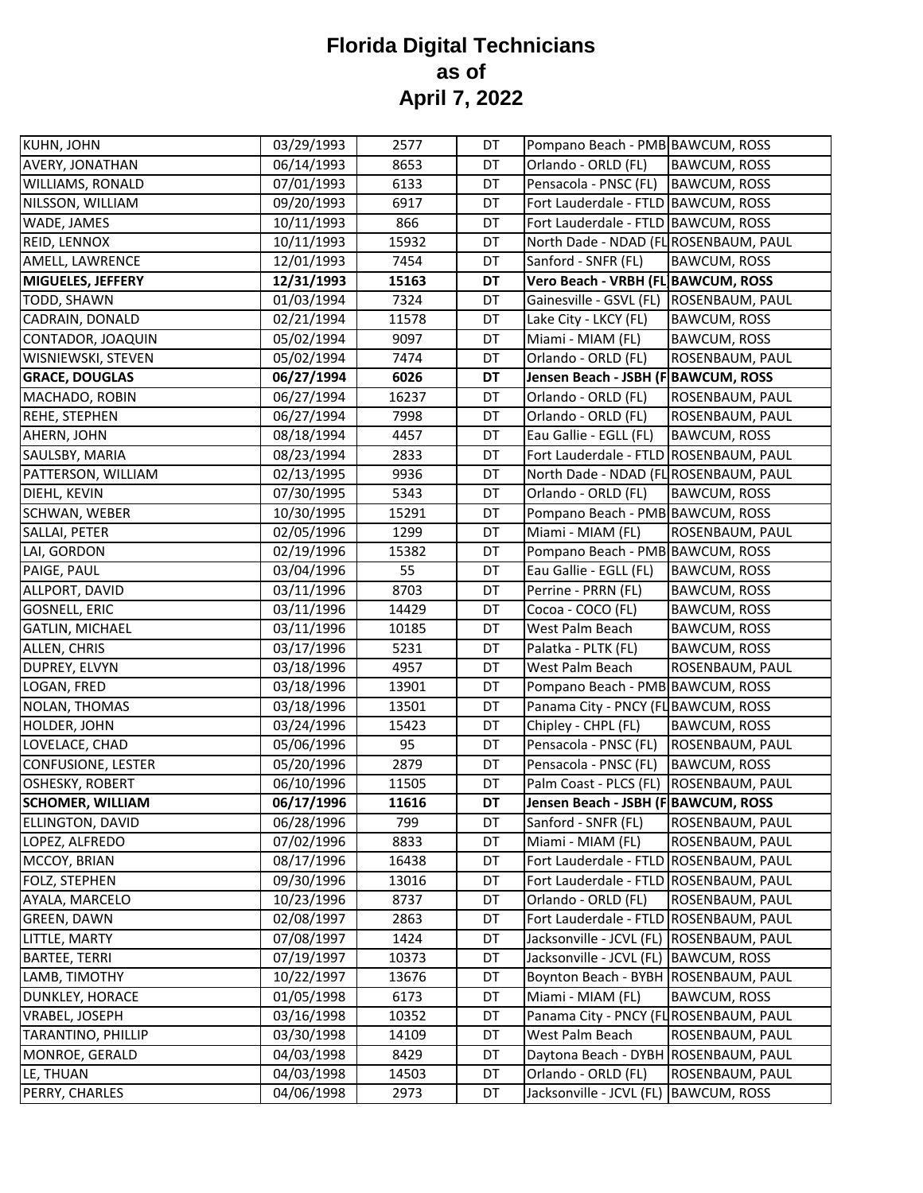# Florida Digital Technicians as of April 7, 2022

| | | | | | |
|---|---|---|---|---|---|
| KUHN, JOHN | 03/29/1993 | 2577 | DT | Pompano Beach - PMB | BAWCUM, ROSS |
| AVERY, JONATHAN | 06/14/1993 | 8653 | DT | Orlando - ORLD (FL) | BAWCUM, ROSS |
| WILLIAMS, RONALD | 07/01/1993 | 6133 | DT | Pensacola - PNSC (FL) | BAWCUM, ROSS |
| NILSSON, WILLIAM | 09/20/1993 | 6917 | DT | Fort Lauderdale - FTLD | BAWCUM, ROSS |
| WADE, JAMES | 10/11/1993 | 866 | DT | Fort Lauderdale - FTLD | BAWCUM, ROSS |
| REID, LENNOX | 10/11/1993 | 15932 | DT | North Dade - NDAD (FL | ROSENBAUM, PAUL |
| AMELL, LAWRENCE | 12/01/1993 | 7454 | DT | Sanford - SNFR (FL) | BAWCUM, ROSS |
| **MIGUELES, JEFFERY** | **12/31/1993** | **15163** | **DT** | **Vero Beach - VRBH (FL** | **BAWCUM, ROSS** |
| TODD, SHAWN | 01/03/1994 | 7324 | DT | Gainesville - GSVL (FL) | ROSENBAUM, PAUL |
| CADRAIN, DONALD | 02/21/1994 | 11578 | DT | Lake City - LKCY (FL) | BAWCUM, ROSS |
| CONTADOR, JOAQUIN | 05/02/1994 | 9097 | DT | Miami - MIAM (FL) | BAWCUM, ROSS |
| WISNIEWSKI, STEVEN | 05/02/1994 | 7474 | DT | Orlando - ORLD (FL) | ROSENBAUM, PAUL |
| **GRACE, DOUGLAS** | **06/27/1994** | **6026** | **DT** | **Jensen Beach - JSBH (F** | **BAWCUM, ROSS** |
| MACHADO, ROBIN | 06/27/1994 | 16237 | DT | Orlando - ORLD (FL) | ROSENBAUM, PAUL |
| REHE, STEPHEN | 06/27/1994 | 7998 | DT | Orlando - ORLD (FL) | ROSENBAUM, PAUL |
| AHERN, JOHN | 08/18/1994 | 4457 | DT | Eau Gallie - EGLL (FL) | BAWCUM, ROSS |
| SAULSBY, MARIA | 08/23/1994 | 2833 | DT | Fort Lauderdale - FTLD | ROSENBAUM, PAUL |
| PATTERSON, WILLIAM | 02/13/1995 | 9936 | DT | North Dade - NDAD (FL | ROSENBAUM, PAUL |
| DIEHL, KEVIN | 07/30/1995 | 5343 | DT | Orlando - ORLD (FL) | BAWCUM, ROSS |
| SCHWAN, WEBER | 10/30/1995 | 15291 | DT | Pompano Beach - PMB | BAWCUM, ROSS |
| SALLAI, PETER | 02/05/1996 | 1299 | DT | Miami - MIAM (FL) | ROSENBAUM, PAUL |
| LAI, GORDON | 02/19/1996 | 15382 | DT | Pompano Beach - PMB | BAWCUM, ROSS |
| PAIGE, PAUL | 03/04/1996 | 55 | DT | Eau Gallie - EGLL (FL) | BAWCUM, ROSS |
| ALLPORT, DAVID | 03/11/1996 | 8703 | DT | Perrine - PRRN (FL) | BAWCUM, ROSS |
| GOSNELL, ERIC | 03/11/1996 | 14429 | DT | Cocoa - COCO (FL) | BAWCUM, ROSS |
| GATLIN, MICHAEL | 03/11/1996 | 10185 | DT | West Palm Beach | BAWCUM, ROSS |
| ALLEN, CHRIS | 03/17/1996 | 5231 | DT | Palatka - PLTK (FL) | BAWCUM, ROSS |
| DUPREY, ELVYN | 03/18/1996 | 4957 | DT | West Palm Beach | ROSENBAUM, PAUL |
| LOGAN, FRED | 03/18/1996 | 13901 | DT | Pompano Beach - PMB | BAWCUM, ROSS |
| NOLAN, THOMAS | 03/18/1996 | 13501 | DT | Panama City - PNCY (FL | BAWCUM, ROSS |
| HOLDER, JOHN | 03/24/1996 | 15423 | DT | Chipley - CHPL (FL) | BAWCUM, ROSS |
| LOVELACE, CHAD | 05/06/1996 | 95 | DT | Pensacola - PNSC (FL) | ROSENBAUM, PAUL |
| CONFUSIONE, LESTER | 05/20/1996 | 2879 | DT | Pensacola - PNSC (FL) | BAWCUM, ROSS |
| OSHESKY, ROBERT | 06/10/1996 | 11505 | DT | Palm Coast - PLCS (FL) | ROSENBAUM, PAUL |
| **SCHOMER, WILLIAM** | **06/17/1996** | **11616** | **DT** | **Jensen Beach - JSBH (F** | **BAWCUM, ROSS** |
| ELLINGTON, DAVID | 06/28/1996 | 799 | DT | Sanford - SNFR (FL) | ROSENBAUM, PAUL |
| LOPEZ, ALFREDO | 07/02/1996 | 8833 | DT | Miami - MIAM (FL) | ROSENBAUM, PAUL |
| MCCOY, BRIAN | 08/17/1996 | 16438 | DT | Fort Lauderdale - FTLD | ROSENBAUM, PAUL |
| FOLZ, STEPHEN | 09/30/1996 | 13016 | DT | Fort Lauderdale - FTLD | ROSENBAUM, PAUL |
| AYALA, MARCELO | 10/23/1996 | 8737 | DT | Orlando - ORLD (FL) | ROSENBAUM, PAUL |
| GREEN, DAWN | 02/08/1997 | 2863 | DT | Fort Lauderdale - FTLD | ROSENBAUM, PAUL |
| LITTLE, MARTY | 07/08/1997 | 1424 | DT | Jacksonville - JCVL (FL) | ROSENBAUM, PAUL |
| BARTEE, TERRI | 07/19/1997 | 10373 | DT | Jacksonville - JCVL (FL) | BAWCUM, ROSS |
| LAMB, TIMOTHY | 10/22/1997 | 13676 | DT | Boynton Beach - BYBH | ROSENBAUM, PAUL |
| DUNKLEY, HORACE | 01/05/1998 | 6173 | DT | Miami - MIAM (FL) | BAWCUM, ROSS |
| VRABEL, JOSEPH | 03/16/1998 | 10352 | DT | Panama City - PNCY (FL | ROSENBAUM, PAUL |
| TARANTINO, PHILLIP | 03/30/1998 | 14109 | DT | West Palm Beach | ROSENBAUM, PAUL |
| MONROE, GERALD | 04/03/1998 | 8429 | DT | Daytona Beach - DYBH | ROSENBAUM, PAUL |
| LE, THUAN | 04/03/1998 | 14503 | DT | Orlando - ORLD (FL) | ROSENBAUM, PAUL |
| PERRY, CHARLES | 04/06/1998 | 2973 | DT | Jacksonville - JCVL (FL) | BAWCUM, ROSS |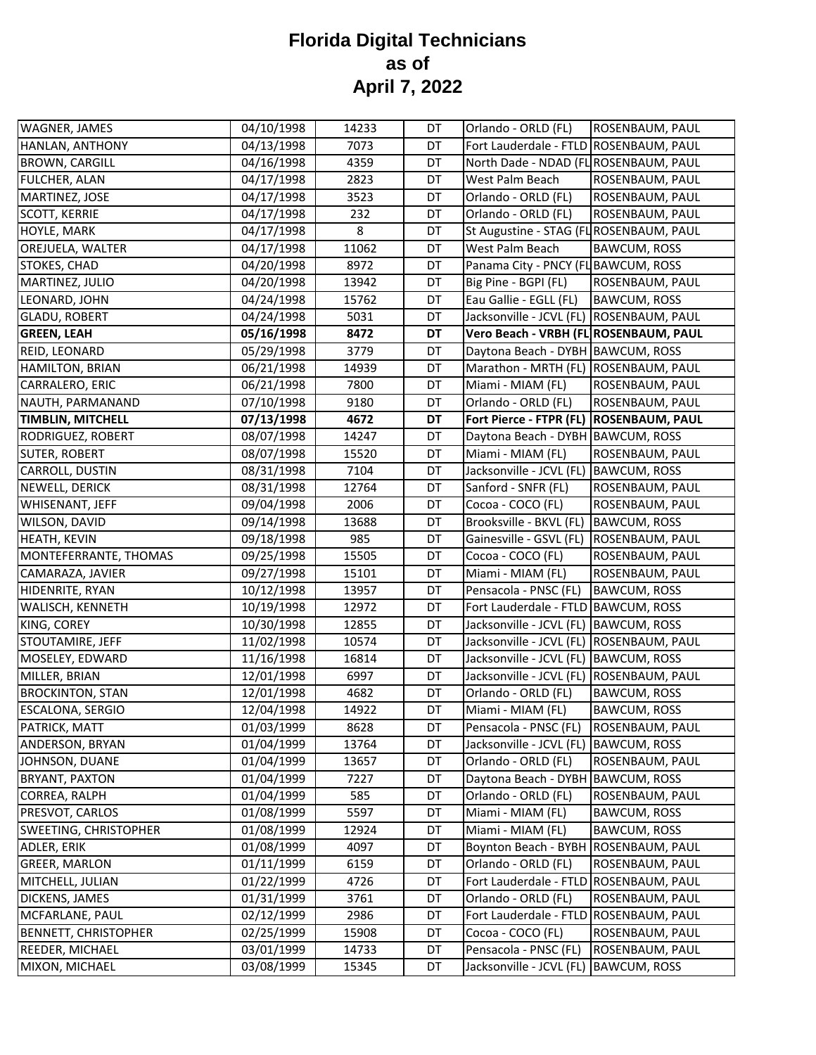# Florida Digital Technicians as of April 7, 2022

| | | | | | |
|---|---|---|---|---|---|
| WAGNER, JAMES | 04/10/1998 | 14233 | DT | Orlando - ORLD (FL) | ROSENBAUM, PAUL |
| HANLAN, ANTHONY | 04/13/1998 | 7073 | DT | Fort Lauderdale - FTLD | ROSENBAUM, PAUL |
| BROWN, CARGILL | 04/16/1998 | 4359 | DT | North Dade - NDAD (FL | ROSENBAUM, PAUL |
| FULCHER, ALAN | 04/17/1998 | 2823 | DT | West Palm Beach | ROSENBAUM, PAUL |
| MARTINEZ, JOSE | 04/17/1998 | 3523 | DT | Orlando - ORLD (FL) | ROSENBAUM, PAUL |
| SCOTT, KERRIE | 04/17/1998 | 232 | DT | Orlando - ORLD (FL) | ROSENBAUM, PAUL |
| HOYLE, MARK | 04/17/1998 | 8 | DT | St Augustine - STAG (FL | ROSENBAUM, PAUL |
| OREJUELA, WALTER | 04/17/1998 | 11062 | DT | West Palm Beach | BAWCUM, ROSS |
| STOKES, CHAD | 04/20/1998 | 8972 | DT | Panama City - PNCY (FL | BAWCUM, ROSS |
| MARTINEZ, JULIO | 04/20/1998 | 13942 | DT | Big Pine - BGPI (FL) | ROSENBAUM, PAUL |
| LEONARD, JOHN | 04/24/1998 | 15762 | DT | Eau Gallie - EGLL (FL) | BAWCUM, ROSS |
| GLADU, ROBERT | 04/24/1998 | 5031 | DT | Jacksonville - JCVL (FL) | ROSENBAUM, PAUL |
| **GREEN, LEAH** | **05/16/1998** | **8472** | **DT** | **Vero Beach - VRBH (FL** | **ROSENBAUM, PAUL** |
| REID, LEONARD | 05/29/1998 | 3779 | DT | Daytona Beach - DYBH | BAWCUM, ROSS |
| HAMILTON, BRIAN | 06/21/1998 | 14939 | DT | Marathon - MRTH (FL) | ROSENBAUM, PAUL |
| CARRALERO, ERIC | 06/21/1998 | 7800 | DT | Miami - MIAM (FL) | ROSENBAUM, PAUL |
| NAUTH, PARMANAND | 07/10/1998 | 9180 | DT | Orlando - ORLD (FL) | ROSENBAUM, PAUL |
| **TIMBLIN, MITCHELL** | **07/13/1998** | **4672** | **DT** | **Fort Pierce - FTPR (FL)** | **ROSENBAUM, PAUL** |
| RODRIGUEZ, ROBERT | 08/07/1998 | 14247 | DT | Daytona Beach - DYBH | BAWCUM, ROSS |
| SUTER, ROBERT | 08/07/1998 | 15520 | DT | Miami - MIAM (FL) | ROSENBAUM, PAUL |
| CARROLL, DUSTIN | 08/31/1998 | 7104 | DT | Jacksonville - JCVL (FL) | BAWCUM, ROSS |
| NEWELL, DERICK | 08/31/1998 | 12764 | DT | Sanford - SNFR (FL) | ROSENBAUM, PAUL |
| WHISENANT, JEFF | 09/04/1998 | 2006 | DT | Cocoa - COCO (FL) | ROSENBAUM, PAUL |
| WILSON, DAVID | 09/14/1998 | 13688 | DT | Brooksville - BKVL (FL) | BAWCUM, ROSS |
| HEATH, KEVIN | 09/18/1998 | 985 | DT | Gainesville - GSVL (FL) | ROSENBAUM, PAUL |
| MONTEFERRANTE, THOMAS | 09/25/1998 | 15505 | DT | Cocoa - COCO (FL) | ROSENBAUM, PAUL |
| CAMARAZA, JAVIER | 09/27/1998 | 15101 | DT | Miami - MIAM (FL) | ROSENBAUM, PAUL |
| HIDENRITE, RYAN | 10/12/1998 | 13957 | DT | Pensacola - PNSC (FL) | BAWCUM, ROSS |
| WALISCH, KENNETH | 10/19/1998 | 12972 | DT | Fort Lauderdale - FTLD | BAWCUM, ROSS |
| KING, COREY | 10/30/1998 | 12855 | DT | Jacksonville - JCVL (FL) | BAWCUM, ROSS |
| STOUTAMIRE, JEFF | 11/02/1998 | 10574 | DT | Jacksonville - JCVL (FL) | ROSENBAUM, PAUL |
| MOSELEY, EDWARD | 11/16/1998 | 16814 | DT | Jacksonville - JCVL (FL) | BAWCUM, ROSS |
| MILLER, BRIAN | 12/01/1998 | 6997 | DT | Jacksonville - JCVL (FL) | ROSENBAUM, PAUL |
| BROCKINTON, STAN | 12/01/1998 | 4682 | DT | Orlando - ORLD (FL) | BAWCUM, ROSS |
| ESCALONA, SERGIO | 12/04/1998 | 14922 | DT | Miami - MIAM (FL) | BAWCUM, ROSS |
| PATRICK, MATT | 01/03/1999 | 8628 | DT | Pensacola - PNSC (FL) | ROSENBAUM, PAUL |
| ANDERSON, BRYAN | 01/04/1999 | 13764 | DT | Jacksonville - JCVL (FL) | BAWCUM, ROSS |
| JOHNSON, DUANE | 01/04/1999 | 13657 | DT | Orlando - ORLD (FL) | ROSENBAUM, PAUL |
| BRYANT, PAXTON | 01/04/1999 | 7227 | DT | Daytona Beach - DYBH | BAWCUM, ROSS |
| CORREA, RALPH | 01/04/1999 | 585 | DT | Orlando - ORLD (FL) | ROSENBAUM, PAUL |
| PRESVOT, CARLOS | 01/08/1999 | 5597 | DT | Miami - MIAM (FL) | BAWCUM, ROSS |
| SWEETING, CHRISTOPHER | 01/08/1999 | 12924 | DT | Miami - MIAM (FL) | BAWCUM, ROSS |
| ADLER, ERIK | 01/08/1999 | 4097 | DT | Boynton Beach - BYBH | ROSENBAUM, PAUL |
| GREER, MARLON | 01/11/1999 | 6159 | DT | Orlando - ORLD (FL) | ROSENBAUM, PAUL |
| MITCHELL, JULIAN | 01/22/1999 | 4726 | DT | Fort Lauderdale - FTLD | ROSENBAUM, PAUL |
| DICKENS, JAMES | 01/31/1999 | 3761 | DT | Orlando - ORLD (FL) | ROSENBAUM, PAUL |
| MCFARLANE, PAUL | 02/12/1999 | 2986 | DT | Fort Lauderdale - FTLD | ROSENBAUM, PAUL |
| BENNETT, CHRISTOPHER | 02/25/1999 | 15908 | DT | Cocoa - COCO (FL) | ROSENBAUM, PAUL |
| REEDER, MICHAEL | 03/01/1999 | 14733 | DT | Pensacola - PNSC (FL) | ROSENBAUM, PAUL |
| MIXON, MICHAEL | 03/08/1999 | 15345 | DT | Jacksonville - JCVL (FL) | BAWCUM, ROSS |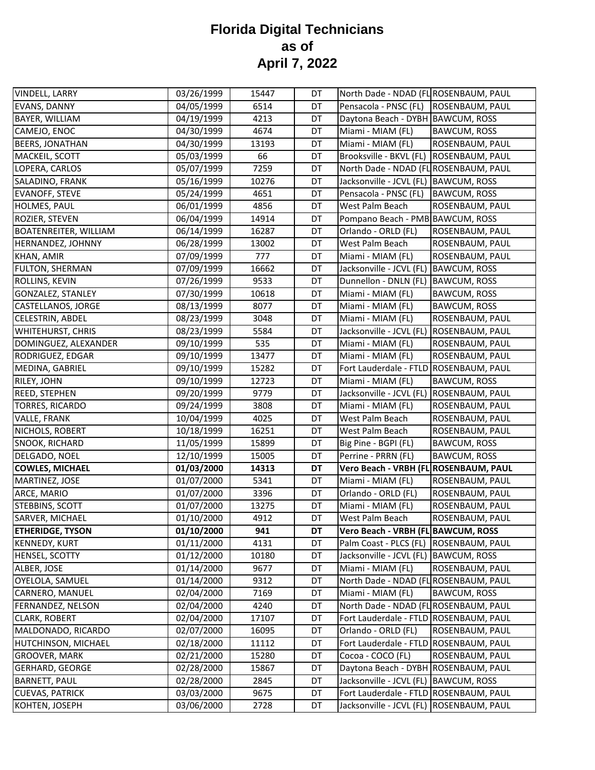# Florida Digital Technicians
## as of
## April 7, 2022

| | | | | | |
|---|---|---|---|---|---|
| VINDELL, LARRY | 03/26/1999 | 15447 | DT | North Dade - NDAD (FL | ROSENBAUM, PAUL |
| EVANS, DANNY | 04/05/1999 | 6514 | DT | Pensacola - PNSC (FL) | ROSENBAUM, PAUL |
| BAYER, WILLIAM | 04/19/1999 | 4213 | DT | Daytona Beach - DYBH | BAWCUM, ROSS |
| CAMEJO, ENOC | 04/30/1999 | 4674 | DT | Miami - MIAM (FL) | BAWCUM, ROSS |
| BEERS, JONATHAN | 04/30/1999 | 13193 | DT | Miami - MIAM (FL) | ROSENBAUM, PAUL |
| MACKEIL, SCOTT | 05/03/1999 | 66 | DT | Brooksville - BKVL (FL) | ROSENBAUM, PAUL |
| LOPERA, CARLOS | 05/07/1999 | 7259 | DT | North Dade - NDAD (FL | ROSENBAUM, PAUL |
| SALADINO, FRANK | 05/16/1999 | 10276 | DT | Jacksonville - JCVL (FL) | BAWCUM, ROSS |
| EVANOFF, STEVE | 05/24/1999 | 4651 | DT | Pensacola - PNSC (FL) | BAWCUM, ROSS |
| HOLMES, PAUL | 06/01/1999 | 4856 | DT | West Palm Beach | ROSENBAUM, PAUL |
| ROZIER, STEVEN | 06/04/1999 | 14914 | DT | Pompano Beach - PMB | BAWCUM, ROSS |
| BOATENREITER, WILLIAM | 06/14/1999 | 16287 | DT | Orlando - ORLD (FL) | ROSENBAUM, PAUL |
| HERNANDEZ, JOHNNY | 06/28/1999 | 13002 | DT | West Palm Beach | ROSENBAUM, PAUL |
| KHAN, AMIR | 07/09/1999 | 777 | DT | Miami - MIAM (FL) | ROSENBAUM, PAUL |
| FULTON, SHERMAN | 07/09/1999 | 16662 | DT | Jacksonville - JCVL (FL) | BAWCUM, ROSS |
| ROLLINS, KEVIN | 07/26/1999 | 9533 | DT | Dunnellon - DNLN (FL) | BAWCUM, ROSS |
| GONZALEZ, STANLEY | 07/30/1999 | 10618 | DT | Miami - MIAM (FL) | BAWCUM, ROSS |
| CASTELLANOS, JORGE | 08/13/1999 | 8077 | DT | Miami - MIAM (FL) | BAWCUM, ROSS |
| CELESTRIN, ABDEL | 08/23/1999 | 3048 | DT | Miami - MIAM (FL) | ROSENBAUM, PAUL |
| WHITEHURST, CHRIS | 08/23/1999 | 5584 | DT | Jacksonville - JCVL (FL) | ROSENBAUM, PAUL |
| DOMINGUEZ, ALEXANDER | 09/10/1999 | 535 | DT | Miami - MIAM (FL) | ROSENBAUM, PAUL |
| RODRIGUEZ, EDGAR | 09/10/1999 | 13477 | DT | Miami - MIAM (FL) | ROSENBAUM, PAUL |
| MEDINA, GABRIEL | 09/10/1999 | 15282 | DT | Fort Lauderdale - FTLD | ROSENBAUM, PAUL |
| RILEY, JOHN | 09/10/1999 | 12723 | DT | Miami - MIAM (FL) | BAWCUM, ROSS |
| REED, STEPHEN | 09/20/1999 | 9779 | DT | Jacksonville - JCVL (FL) | ROSENBAUM, PAUL |
| TORRES, RICARDO | 09/24/1999 | 3808 | DT | Miami - MIAM (FL) | ROSENBAUM, PAUL |
| VALLE, FRANK | 10/04/1999 | 4025 | DT | West Palm Beach | ROSENBAUM, PAUL |
| NICHOLS, ROBERT | 10/18/1999 | 16251 | DT | West Palm Beach | ROSENBAUM, PAUL |
| SNOOK, RICHARD | 11/05/1999 | 15899 | DT | Big Pine - BGPI (FL) | BAWCUM, ROSS |
| DELGADO, NOEL | 12/10/1999 | 15005 | DT | Perrine - PRRN (FL) | BAWCUM, ROSS |
| **COWLES, MICHAEL** | **01/03/2000** | **14313** | **DT** | **Vero Beach - VRBH (FL** | **ROSENBAUM, PAUL** |
| MARTINEZ, JOSE | 01/07/2000 | 5341 | DT | Miami - MIAM (FL) | ROSENBAUM, PAUL |
| ARCE, MARIO | 01/07/2000 | 3396 | DT | Orlando - ORLD (FL) | ROSENBAUM, PAUL |
| STEBBINS, SCOTT | 01/07/2000 | 13275 | DT | Miami - MIAM (FL) | ROSENBAUM, PAUL |
| SARVER, MICHAEL | 01/10/2000 | 4912 | DT | West Palm Beach | ROSENBAUM, PAUL |
| **ETHERIDGE, TYSON** | **01/10/2000** | **941** | **DT** | **Vero Beach - VRBH (FL** | **BAWCUM, ROSS** |
| KENNEDY, KURT | 01/11/2000 | 4131 | DT | Palm Coast - PLCS (FL) | ROSENBAUM, PAUL |
| HENSEL, SCOTTY | 01/12/2000 | 10180 | DT | Jacksonville - JCVL (FL) | BAWCUM, ROSS |
| ALBER, JOSE | 01/14/2000 | 9677 | DT | Miami - MIAM (FL) | ROSENBAUM, PAUL |
| OYELOLA, SAMUEL | 01/14/2000 | 9312 | DT | North Dade - NDAD (FL | ROSENBAUM, PAUL |
| CARNERO, MANUEL | 02/04/2000 | 7169 | DT | Miami - MIAM (FL) | BAWCUM, ROSS |
| FERNANDEZ, NELSON | 02/04/2000 | 4240 | DT | North Dade - NDAD (FL | ROSENBAUM, PAUL |
| CLARK, ROBERT | 02/04/2000 | 17107 | DT | Fort Lauderdale - FTLD | ROSENBAUM, PAUL |
| MALDONADO, RICARDO | 02/07/2000 | 16095 | DT | Orlando - ORLD (FL) | ROSENBAUM, PAUL |
| HUTCHINSON, MICHAEL | 02/18/2000 | 11112 | DT | Fort Lauderdale - FTLD | ROSENBAUM, PAUL |
| GROOVER, MARK | 02/21/2000 | 15280 | DT | Cocoa - COCO (FL) | ROSENBAUM, PAUL |
| GERHARD, GEORGE | 02/28/2000 | 15867 | DT | Daytona Beach - DYBH | ROSENBAUM, PAUL |
| BARNETT, PAUL | 02/28/2000 | 2845 | DT | Jacksonville - JCVL (FL) | BAWCUM, ROSS |
| CUEVAS, PATRICK | 03/03/2000 | 9675 | DT | Fort Lauderdale - FTLD | ROSENBAUM, PAUL |
| KOHTEN, JOSEPH | 03/06/2000 | 2728 | DT | Jacksonville - JCVL (FL) | ROSENBAUM, PAUL |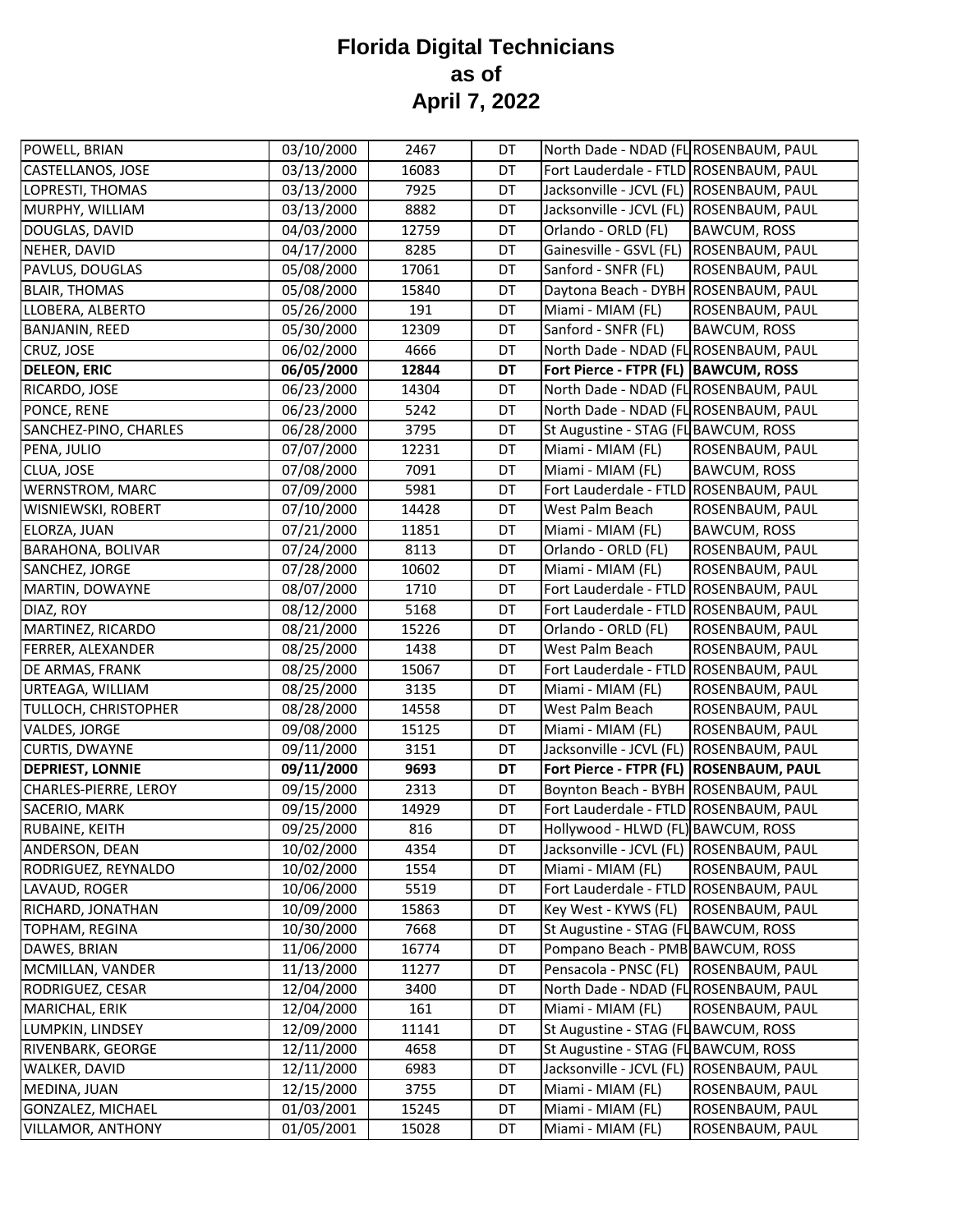# Florida Digital Technicians as of April 7, 2022

| | | | | | |
|---|---|---|---|---|---|
| POWELL, BRIAN | 03/10/2000 | 2467 | DT | North Dade - NDAD (FL | ROSENBAUM, PAUL |
| CASTELLANOS, JOSE | 03/13/2000 | 16083 | DT | Fort Lauderdale - FTLD | ROSENBAUM, PAUL |
| LOPRESTI, THOMAS | 03/13/2000 | 7925 | DT | Jacksonville - JCVL (FL) | ROSENBAUM, PAUL |
| MURPHY, WILLIAM | 03/13/2000 | 8882 | DT | Jacksonville - JCVL (FL) | ROSENBAUM, PAUL |
| DOUGLAS, DAVID | 04/03/2000 | 12759 | DT | Orlando - ORLD (FL) | BAWCUM, ROSS |
| NEHER, DAVID | 04/17/2000 | 8285 | DT | Gainesville - GSVL (FL) | ROSENBAUM, PAUL |
| PAVLUS, DOUGLAS | 05/08/2000 | 17061 | DT | Sanford - SNFR (FL) | ROSENBAUM, PAUL |
| BLAIR, THOMAS | 05/08/2000 | 15840 | DT | Daytona Beach - DYBH | ROSENBAUM, PAUL |
| LLOBERA, ALBERTO | 05/26/2000 | 191 | DT | Miami - MIAM (FL) | ROSENBAUM, PAUL |
| BANJANIN, REED | 05/30/2000 | 12309 | DT | Sanford - SNFR (FL) | BAWCUM, ROSS |
| CRUZ, JOSE | 06/02/2000 | 4666 | DT | North Dade - NDAD (FL | ROSENBAUM, PAUL |
| **DELEON, ERIC** | **06/05/2000** | **12844** | **DT** | **Fort Pierce - FTPR (FL)** | **BAWCUM, ROSS** |
| RICARDO, JOSE | 06/23/2000 | 14304 | DT | North Dade - NDAD (FL | ROSENBAUM, PAUL |
| PONCE, RENE | 06/23/2000 | 5242 | DT | North Dade - NDAD (FL | ROSENBAUM, PAUL |
| SANCHEZ-PINO, CHARLES | 06/28/2000 | 3795 | DT | St Augustine - STAG (FL | BAWCUM, ROSS |
| PENA, JULIO | 07/07/2000 | 12231 | DT | Miami - MIAM (FL) | ROSENBAUM, PAUL |
| CLUA, JOSE | 07/08/2000 | 7091 | DT | Miami - MIAM (FL) | BAWCUM, ROSS |
| WERNSTROM, MARC | 07/09/2000 | 5981 | DT | Fort Lauderdale - FTLD | ROSENBAUM, PAUL |
| WISNIEWSKI, ROBERT | 07/10/2000 | 14428 | DT | West Palm Beach | ROSENBAUM, PAUL |
| ELORZA, JUAN | 07/21/2000 | 11851 | DT | Miami - MIAM (FL) | BAWCUM, ROSS |
| BARAHONA, BOLIVAR | 07/24/2000 | 8113 | DT | Orlando - ORLD (FL) | ROSENBAUM, PAUL |
| SANCHEZ, JORGE | 07/28/2000 | 10602 | DT | Miami - MIAM (FL) | ROSENBAUM, PAUL |
| MARTIN, DOWAYNE | 08/07/2000 | 1710 | DT | Fort Lauderdale - FTLD | ROSENBAUM, PAUL |
| DIAZ, ROY | 08/12/2000 | 5168 | DT | Fort Lauderdale - FTLD | ROSENBAUM, PAUL |
| MARTINEZ, RICARDO | 08/21/2000 | 15226 | DT | Orlando - ORLD (FL) | ROSENBAUM, PAUL |
| FERRER, ALEXANDER | 08/25/2000 | 1438 | DT | West Palm Beach | ROSENBAUM, PAUL |
| DE ARMAS, FRANK | 08/25/2000 | 15067 | DT | Fort Lauderdale - FTLD | ROSENBAUM, PAUL |
| URTEAGA, WILLIAM | 08/25/2000 | 3135 | DT | Miami - MIAM (FL) | ROSENBAUM, PAUL |
| TULLOCH, CHRISTOPHER | 08/28/2000 | 14558 | DT | West Palm Beach | ROSENBAUM, PAUL |
| VALDES, JORGE | 09/08/2000 | 15125 | DT | Miami - MIAM (FL) | ROSENBAUM, PAUL |
| CURTIS, DWAYNE | 09/11/2000 | 3151 | DT | Jacksonville - JCVL (FL) | ROSENBAUM, PAUL |
| **DEPRIEST, LONNIE** | **09/11/2000** | **9693** | **DT** | **Fort Pierce - FTPR (FL)** | **ROSENBAUM, PAUL** |
| CHARLES-PIERRE, LEROY | 09/15/2000 | 2313 | DT | Boynton Beach - BYBH | ROSENBAUM, PAUL |
| SACERIO, MARK | 09/15/2000 | 14929 | DT | Fort Lauderdale - FTLD | ROSENBAUM, PAUL |
| RUBAINE, KEITH | 09/25/2000 | 816 | DT | Hollywood - HLWD (FL) | BAWCUM, ROSS |
| ANDERSON, DEAN | 10/02/2000 | 4354 | DT | Jacksonville - JCVL (FL) | ROSENBAUM, PAUL |
| RODRIGUEZ, REYNALDO | 10/02/2000 | 1554 | DT | Miami - MIAM (FL) | ROSENBAUM, PAUL |
| LAVAUD, ROGER | 10/06/2000 | 5519 | DT | Fort Lauderdale - FTLD | ROSENBAUM, PAUL |
| RICHARD, JONATHAN | 10/09/2000 | 15863 | DT | Key West - KYWS (FL) | ROSENBAUM, PAUL |
| TOPHAM, REGINA | 10/30/2000 | 7668 | DT | St Augustine - STAG (FL | BAWCUM, ROSS |
| DAWES, BRIAN | 11/06/2000 | 16774 | DT | Pompano Beach - PMB | BAWCUM, ROSS |
| MCMILLAN, VANDER | 11/13/2000 | 11277 | DT | Pensacola - PNSC (FL) | ROSENBAUM, PAUL |
| RODRIGUEZ, CESAR | 12/04/2000 | 3400 | DT | North Dade - NDAD (FL | ROSENBAUM, PAUL |
| MARICHAL, ERIK | 12/04/2000 | 161 | DT | Miami - MIAM (FL) | ROSENBAUM, PAUL |
| LUMPKIN, LINDSEY | 12/09/2000 | 11141 | DT | St Augustine - STAG (FL | BAWCUM, ROSS |
| RIVENBARK, GEORGE | 12/11/2000 | 4658 | DT | St Augustine - STAG (FL | BAWCUM, ROSS |
| WALKER, DAVID | 12/11/2000 | 6983 | DT | Jacksonville - JCVL (FL) | ROSENBAUM, PAUL |
| MEDINA, JUAN | 12/15/2000 | 3755 | DT | Miami - MIAM (FL) | ROSENBAUM, PAUL |
| GONZALEZ, MICHAEL | 01/03/2001 | 15245 | DT | Miami - MIAM (FL) | ROSENBAUM, PAUL |
| VILLAMOR, ANTHONY | 01/05/2001 | 15028 | DT | Miami - MIAM (FL) | ROSENBAUM, PAUL |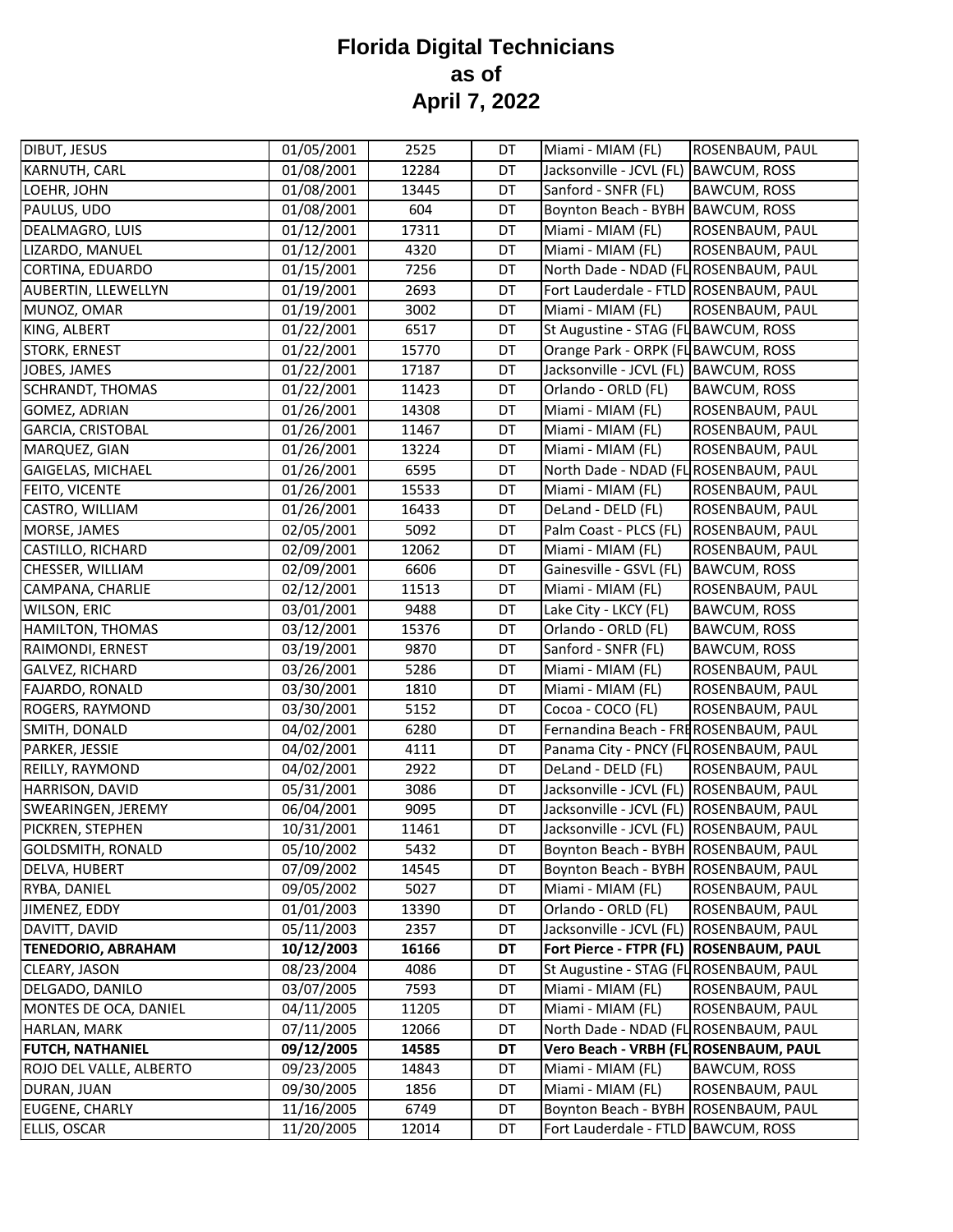# Florida Digital Technicians
# as of
# April 7, 2022

| | | | | | |
|---|---|---|---|---|---|
| DIBUT, JESUS | 01/05/2001 | 2525 | DT | Miami - MIAM (FL) | ROSENBAUM, PAUL |
| KARNUTH, CARL | 01/08/2001 | 12284 | DT | Jacksonville - JCVL (FL) | BAWCUM, ROSS |
| LOEHR, JOHN | 01/08/2001 | 13445 | DT | Sanford - SNFR (FL) | BAWCUM, ROSS |
| PAULUS, UDO | 01/08/2001 | 604 | DT | Boynton Beach - BYBH | BAWCUM, ROSS |
| DEALMAGRO, LUIS | 01/12/2001 | 17311 | DT | Miami - MIAM (FL) | ROSENBAUM, PAUL |
| LIZARDO, MANUEL | 01/12/2001 | 4320 | DT | Miami - MIAM (FL) | ROSENBAUM, PAUL |
| CORTINA, EDUARDO | 01/15/2001 | 7256 | DT | North Dade - NDAD (FL | ROSENBAUM, PAUL |
| AUBERTIN, LLEWELLYN | 01/19/2001 | 2693 | DT | Fort Lauderdale - FTLD | ROSENBAUM, PAUL |
| MUNOZ, OMAR | 01/19/2001 | 3002 | DT | Miami - MIAM (FL) | ROSENBAUM, PAUL |
| KING, ALBERT | 01/22/2001 | 6517 | DT | St Augustine - STAG (FL | BAWCUM, ROSS |
| STORK, ERNEST | 01/22/2001 | 15770 | DT | Orange Park - ORPK (FL | BAWCUM, ROSS |
| JOBES, JAMES | 01/22/2001 | 17187 | DT | Jacksonville - JCVL (FL) | BAWCUM, ROSS |
| SCHRANDT, THOMAS | 01/22/2001 | 11423 | DT | Orlando - ORLD (FL) | BAWCUM, ROSS |
| GOMEZ, ADRIAN | 01/26/2001 | 14308 | DT | Miami - MIAM (FL) | ROSENBAUM, PAUL |
| GARCIA, CRISTOBAL | 01/26/2001 | 11467 | DT | Miami - MIAM (FL) | ROSENBAUM, PAUL |
| MARQUEZ, GIAN | 01/26/2001 | 13224 | DT | Miami - MIAM (FL) | ROSENBAUM, PAUL |
| GAIGELAS, MICHAEL | 01/26/2001 | 6595 | DT | North Dade - NDAD (FL | ROSENBAUM, PAUL |
| FEITO, VICENTE | 01/26/2001 | 15533 | DT | Miami - MIAM (FL) | ROSENBAUM, PAUL |
| CASTRO, WILLIAM | 01/26/2001 | 16433 | DT | DeLand - DELD (FL) | ROSENBAUM, PAUL |
| MORSE, JAMES | 02/05/2001 | 5092 | DT | Palm Coast - PLCS (FL) | ROSENBAUM, PAUL |
| CASTILLO, RICHARD | 02/09/2001 | 12062 | DT | Miami - MIAM (FL) | ROSENBAUM, PAUL |
| CHESSER, WILLIAM | 02/09/2001 | 6606 | DT | Gainesville - GSVL (FL) | BAWCUM, ROSS |
| CAMPANA, CHARLIE | 02/12/2001 | 11513 | DT | Miami - MIAM (FL) | ROSENBAUM, PAUL |
| WILSON, ERIC | 03/01/2001 | 9488 | DT | Lake City - LKCY (FL) | BAWCUM, ROSS |
| HAMILTON, THOMAS | 03/12/2001 | 15376 | DT | Orlando - ORLD (FL) | BAWCUM, ROSS |
| RAIMONDI, ERNEST | 03/19/2001 | 9870 | DT | Sanford - SNFR (FL) | BAWCUM, ROSS |
| GALVEZ, RICHARD | 03/26/2001 | 5286 | DT | Miami - MIAM (FL) | ROSENBAUM, PAUL |
| FAJARDO, RONALD | 03/30/2001 | 1810 | DT | Miami - MIAM (FL) | ROSENBAUM, PAUL |
| ROGERS, RAYMOND | 03/30/2001 | 5152 | DT | Cocoa - COCO (FL) | ROSENBAUM, PAUL |
| SMITH, DONALD | 04/02/2001 | 6280 | DT | Fernandina Beach - FRE | ROSENBAUM, PAUL |
| PARKER, JESSIE | 04/02/2001 | 4111 | DT | Panama City - PNCY (FL | ROSENBAUM, PAUL |
| REILLY, RAYMOND | 04/02/2001 | 2922 | DT | DeLand - DELD (FL) | ROSENBAUM, PAUL |
| HARRISON, DAVID | 05/31/2001 | 3086 | DT | Jacksonville - JCVL (FL) | ROSENBAUM, PAUL |
| SWEARINGEN, JEREMY | 06/04/2001 | 9095 | DT | Jacksonville - JCVL (FL) | ROSENBAUM, PAUL |
| PICKREN, STEPHEN | 10/31/2001 | 11461 | DT | Jacksonville - JCVL (FL) | ROSENBAUM, PAUL |
| GOLDSMITH, RONALD | 05/10/2002 | 5432 | DT | Boynton Beach - BYBH | ROSENBAUM, PAUL |
| DELVA, HUBERT | 07/09/2002 | 14545 | DT | Boynton Beach - BYBH | ROSENBAUM, PAUL |
| RYBA, DANIEL | 09/05/2002 | 5027 | DT | Miami - MIAM (FL) | ROSENBAUM, PAUL |
| JIMENEZ, EDDY | 01/01/2003 | 13390 | DT | Orlando - ORLD (FL) | ROSENBAUM, PAUL |
| DAVITT, DAVID | 05/11/2003 | 2357 | DT | Jacksonville - JCVL (FL) | ROSENBAUM, PAUL |
| **TENEDORIO, ABRAHAM** | **10/12/2003** | **16166** | **DT** | **Fort Pierce - FTPR (FL)** | **ROSENBAUM, PAUL** |
| CLEARY, JASON | 08/23/2004 | 4086 | DT | St Augustine - STAG (FL | ROSENBAUM, PAUL |
| DELGADO, DANILO | 03/07/2005 | 7593 | DT | Miami - MIAM (FL) | ROSENBAUM, PAUL |
| MONTES DE OCA, DANIEL | 04/11/2005 | 11205 | DT | Miami - MIAM (FL) | ROSENBAUM, PAUL |
| HARLAN, MARK | 07/11/2005 | 12066 | DT | North Dade - NDAD (FL | ROSENBAUM, PAUL |
| **FUTCH, NATHANIEL** | **09/12/2005** | **14585** | **DT** | **Vero Beach - VRBH (FL** | **ROSENBAUM, PAUL** |
| ROJO DEL VALLE, ALBERTO | 09/23/2005 | 14843 | DT | Miami - MIAM (FL) | BAWCUM, ROSS |
| DURAN, JUAN | 09/30/2005 | 1856 | DT | Miami - MIAM (FL) | ROSENBAUM, PAUL |
| EUGENE, CHARLY | 11/16/2005 | 6749 | DT | Boynton Beach - BYBH | ROSENBAUM, PAUL |
| ELLIS, OSCAR | 11/20/2005 | 12014 | DT | Fort Lauderdale - FTLD | BAWCUM, ROSS |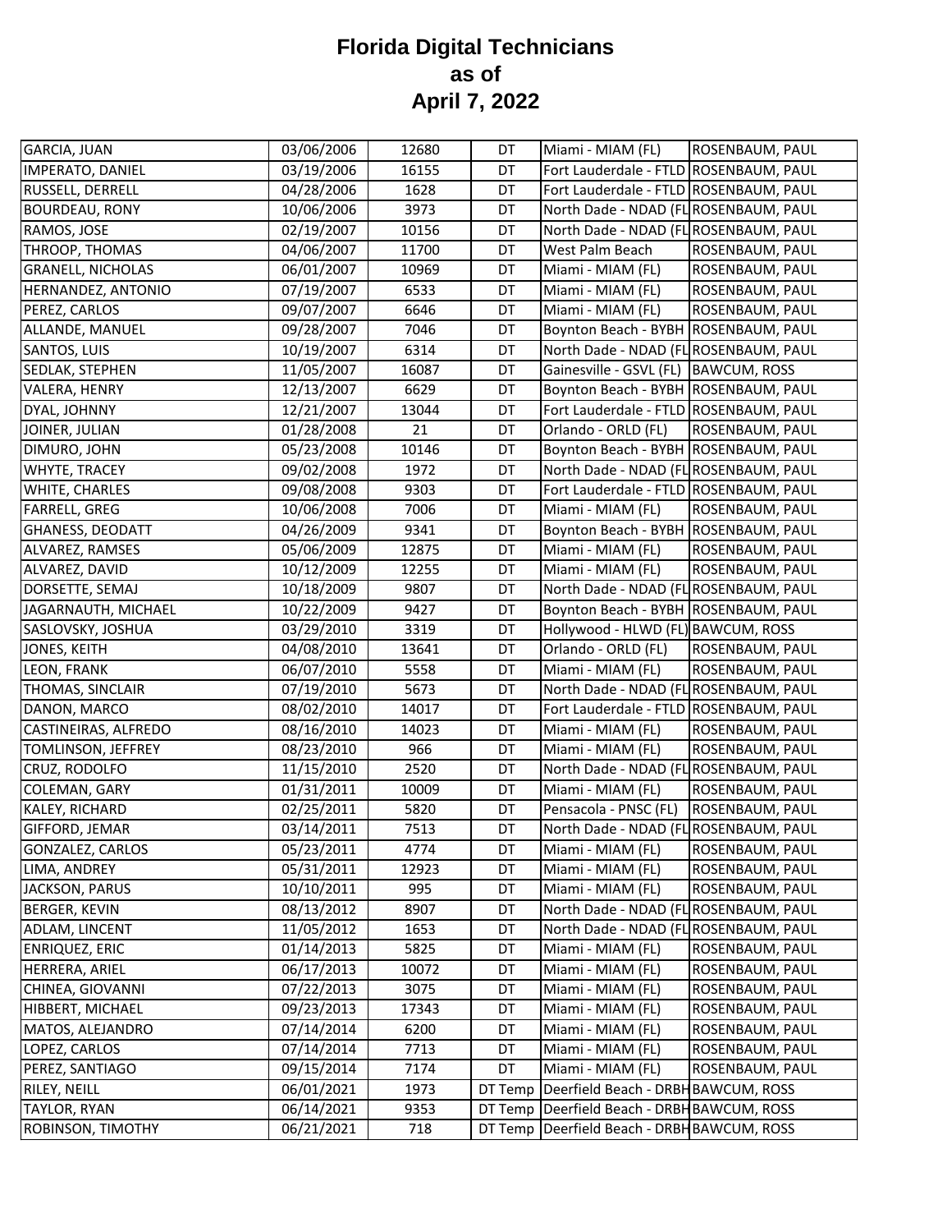# Florida Digital Technicians
# as of
# April 7, 2022

| | | | | | |
|---|---|---|---|---|---|
| GARCIA, JUAN | 03/06/2006 | 12680 | DT | Miami - MIAM (FL) | ROSENBAUM, PAUL |
| IMPERATO, DANIEL | 03/19/2006 | 16155 | DT | Fort Lauderdale - FTLD | ROSENBAUM, PAUL |
| RUSSELL, DERRELL | 04/28/2006 | 1628 | DT | Fort Lauderdale - FTLD | ROSENBAUM, PAUL |
| BOURDEAU, RONY | 10/06/2006 | 3973 | DT | North Dade - NDAD (FL | ROSENBAUM, PAUL |
| RAMOS, JOSE | 02/19/2007 | 10156 | DT | North Dade - NDAD (FL | ROSENBAUM, PAUL |
| THROOP, THOMAS | 04/06/2007 | 11700 | DT | West Palm Beach | ROSENBAUM, PAUL |
| GRANELL, NICHOLAS | 06/01/2007 | 10969 | DT | Miami - MIAM (FL) | ROSENBAUM, PAUL |
| HERNANDEZ, ANTONIO | 07/19/2007 | 6533 | DT | Miami - MIAM (FL) | ROSENBAUM, PAUL |
| PEREZ, CARLOS | 09/07/2007 | 6646 | DT | Miami - MIAM (FL) | ROSENBAUM, PAUL |
| ALLANDE, MANUEL | 09/28/2007 | 7046 | DT | Boynton Beach - BYBH | ROSENBAUM, PAUL |
| SANTOS, LUIS | 10/19/2007 | 6314 | DT | North Dade - NDAD (FL | ROSENBAUM, PAUL |
| SEDLAK, STEPHEN | 11/05/2007 | 16087 | DT | Gainesville - GSVL (FL) | BAWCUM, ROSS |
| VALERA, HENRY | 12/13/2007 | 6629 | DT | Boynton Beach - BYBH | ROSENBAUM, PAUL |
| DYAL, JOHNNY | 12/21/2007 | 13044 | DT | Fort Lauderdale - FTLD | ROSENBAUM, PAUL |
| JOINER, JULIAN | 01/28/2008 | 21 | DT | Orlando - ORLD (FL) | ROSENBAUM, PAUL |
| DIMURO, JOHN | 05/23/2008 | 10146 | DT | Boynton Beach - BYBH | ROSENBAUM, PAUL |
| WHYTE, TRACEY | 09/02/2008 | 1972 | DT | North Dade - NDAD (FL | ROSENBAUM, PAUL |
| WHITE, CHARLES | 09/08/2008 | 9303 | DT | Fort Lauderdale - FTLD | ROSENBAUM, PAUL |
| FARRELL, GREG | 10/06/2008 | 7006 | DT | Miami - MIAM (FL) | ROSENBAUM, PAUL |
| GHANESS, DEODATT | 04/26/2009 | 9341 | DT | Boynton Beach - BYBH | ROSENBAUM, PAUL |
| ALVAREZ, RAMSES | 05/06/2009 | 12875 | DT | Miami - MIAM (FL) | ROSENBAUM, PAUL |
| ALVAREZ, DAVID | 10/12/2009 | 12255 | DT | Miami - MIAM (FL) | ROSENBAUM, PAUL |
| DORSETTE, SEMAJ | 10/18/2009 | 9807 | DT | North Dade - NDAD (FL | ROSENBAUM, PAUL |
| JAGARNAUTH, MICHAEL | 10/22/2009 | 9427 | DT | Boynton Beach - BYBH | ROSENBAUM, PAUL |
| SASLOVSKY, JOSHUA | 03/29/2010 | 3319 | DT | Hollywood - HLWD (FL) | BAWCUM, ROSS |
| JONES, KEITH | 04/08/2010 | 13641 | DT | Orlando - ORLD (FL) | ROSENBAUM, PAUL |
| LEON, FRANK | 06/07/2010 | 5558 | DT | Miami - MIAM (FL) | ROSENBAUM, PAUL |
| THOMAS, SINCLAIR | 07/19/2010 | 5673 | DT | North Dade - NDAD (FL | ROSENBAUM, PAUL |
| DANON, MARCO | 08/02/2010 | 14017 | DT | Fort Lauderdale - FTLD | ROSENBAUM, PAUL |
| CASTINEIRAS, ALFREDO | 08/16/2010 | 14023 | DT | Miami - MIAM (FL) | ROSENBAUM, PAUL |
| TOMLINSON, JEFFREY | 08/23/2010 | 966 | DT | Miami - MIAM (FL) | ROSENBAUM, PAUL |
| CRUZ, RODOLFO | 11/15/2010 | 2520 | DT | North Dade - NDAD (FL | ROSENBAUM, PAUL |
| COLEMAN, GARY | 01/31/2011 | 10009 | DT | Miami - MIAM (FL) | ROSENBAUM, PAUL |
| KALEY, RICHARD | 02/25/2011 | 5820 | DT | Pensacola - PNSC (FL) | ROSENBAUM, PAUL |
| GIFFORD, JEMAR | 03/14/2011 | 7513 | DT | North Dade - NDAD (FL | ROSENBAUM, PAUL |
| GONZALEZ, CARLOS | 05/23/2011 | 4774 | DT | Miami - MIAM (FL) | ROSENBAUM, PAUL |
| LIMA, ANDREY | 05/31/2011 | 12923 | DT | Miami - MIAM (FL) | ROSENBAUM, PAUL |
| JACKSON, PARUS | 10/10/2011 | 995 | DT | Miami - MIAM (FL) | ROSENBAUM, PAUL |
| BERGER, KEVIN | 08/13/2012 | 8907 | DT | North Dade - NDAD (FL | ROSENBAUM, PAUL |
| ADLAM, LINCENT | 11/05/2012 | 1653 | DT | North Dade - NDAD (FL | ROSENBAUM, PAUL |
| ENRIQUEZ, ERIC | 01/14/2013 | 5825 | DT | Miami - MIAM (FL) | ROSENBAUM, PAUL |
| HERRERA, ARIEL | 06/17/2013 | 10072 | DT | Miami - MIAM (FL) | ROSENBAUM, PAUL |
| CHINEA, GIOVANNI | 07/22/2013 | 3075 | DT | Miami - MIAM (FL) | ROSENBAUM, PAUL |
| HIBBERT, MICHAEL | 09/23/2013 | 17343 | DT | Miami - MIAM (FL) | ROSENBAUM, PAUL |
| MATOS, ALEJANDRO | 07/14/2014 | 6200 | DT | Miami - MIAM (FL) | ROSENBAUM, PAUL |
| LOPEZ, CARLOS | 07/14/2014 | 7713 | DT | Miami - MIAM (FL) | ROSENBAUM, PAUL |
| PEREZ, SANTIAGO | 09/15/2014 | 7174 | DT | Miami - MIAM (FL) | ROSENBAUM, PAUL |
| RILEY, NEILL | 06/01/2021 | 1973 | DT Temp | Deerfield Beach - DRBH | BAWCUM, ROSS |
| TAYLOR, RYAN | 06/14/2021 | 9353 | DT Temp | Deerfield Beach - DRBH | BAWCUM, ROSS |
| ROBINSON, TIMOTHY | 06/21/2021 | 718 | DT Temp | Deerfield Beach - DRBH | BAWCUM, ROSS |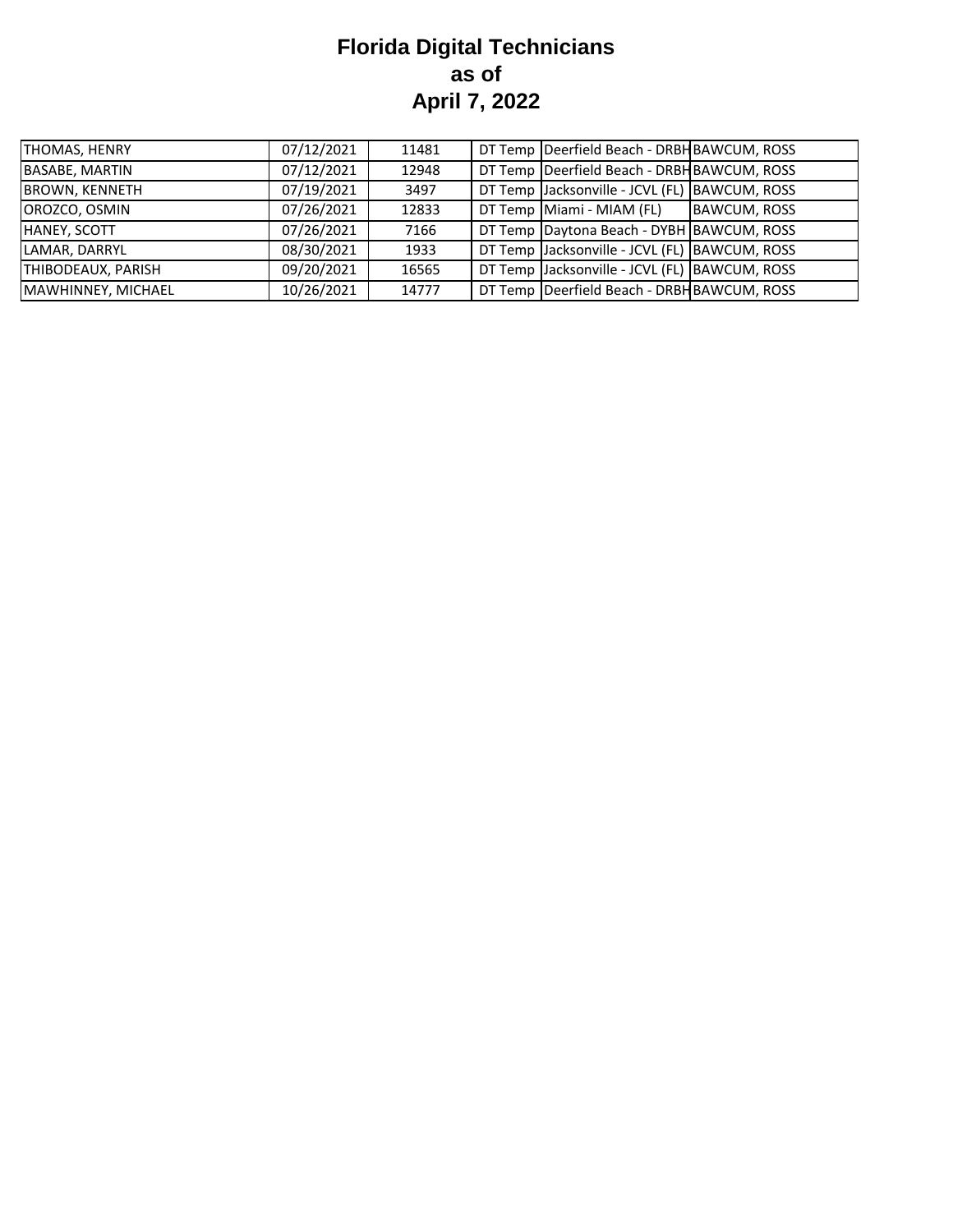# Florida Digital Technicians
# as of
# April 7, 2022

| | | | | | |
|---|---|---|---|---|---|
| THOMAS, HENRY | 07/12/2021 | 11481 | DT Temp | Deerfield Beach - DRBH | BAWCUM, ROSS |
| BASABE, MARTIN | 07/12/2021 | 12948 | DT Temp | Deerfield Beach - DRBH | BAWCUM, ROSS |
| BROWN, KENNETH | 07/19/2021 | 3497 | DT Temp | Jacksonville - JCVL (FL) | BAWCUM, ROSS |
| OROZCO, OSMIN | 07/26/2021 | 12833 | DT Temp | Miami - MIAM (FL) | BAWCUM, ROSS |
| HANEY, SCOTT | 07/26/2021 | 7166 | DT Temp | Daytona Beach - DYBH | BAWCUM, ROSS |
| LAMAR, DARRYL | 08/30/2021 | 1933 | DT Temp | Jacksonville - JCVL (FL) | BAWCUM, ROSS |
| THIBODEAUX, PARISH | 09/20/2021 | 16565 | DT Temp | Jacksonville - JCVL (FL) | BAWCUM, ROSS |
| MAWHINNEY, MICHAEL | 10/26/2021 | 14777 | DT Temp | Deerfield Beach - DRBH | BAWCUM, ROSS |